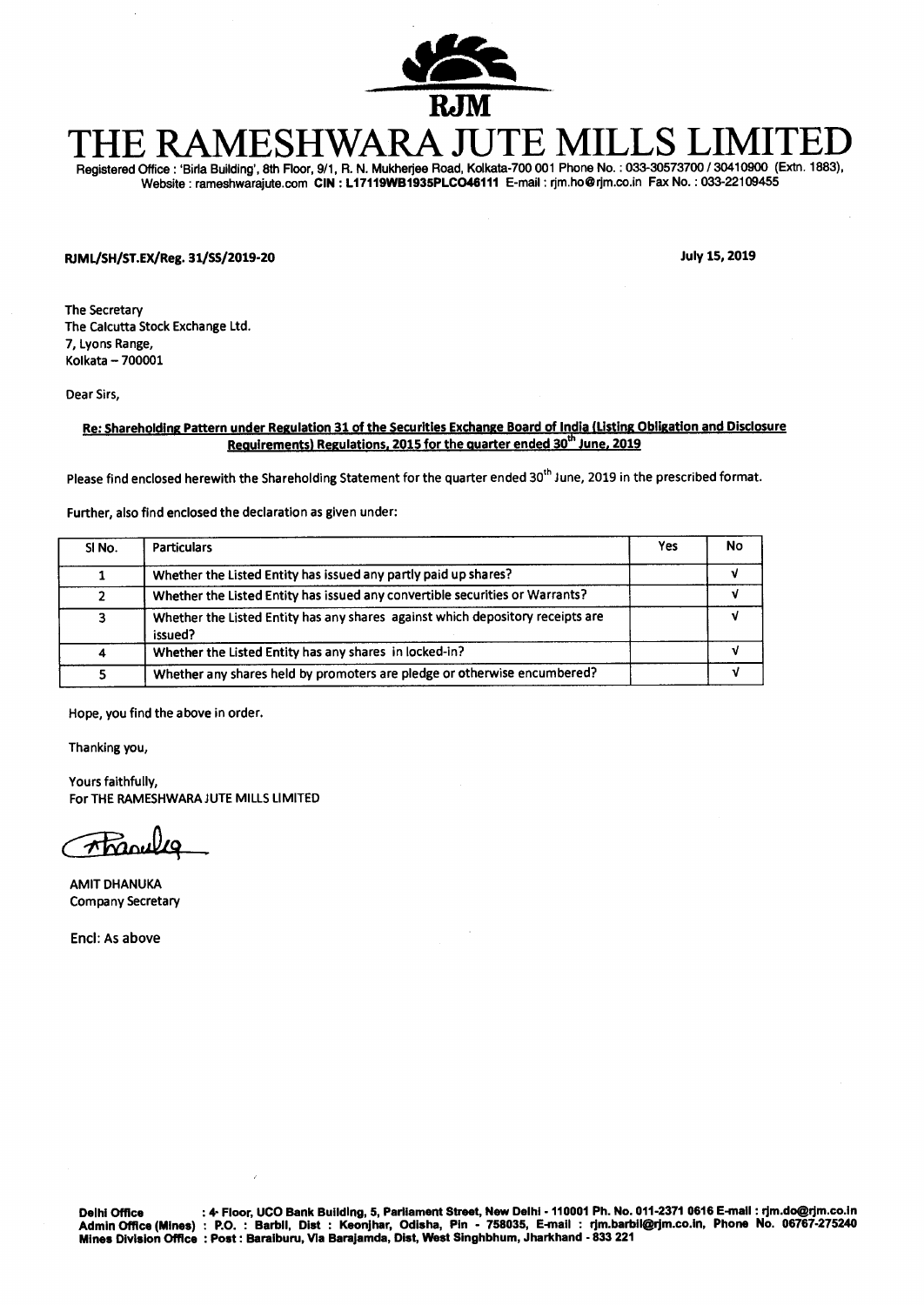RJM

# THE RAMESHWARA JUTE MILLS LIMITED

Registered Office : 'Birla Building', 8th Floor, 9/1, R. N. Mukherjee Road, Kolkata-700 001 Phone No. : 033-30573700 / 30410900 (Extn. 1883), Website : rameshwarajute.com **CIN : L17119WB1935PLC046111** E-mail : rjm.ho@rjm.co.in Fax No. : 033-22109455

**RJML/SH/ST.EX/Reg. 31/SS/2019-20**

**July 15, 2019**

The Secretary
The Calcutta Stock Exchange Ltd.
7, Lyons Range,
Kolkata – 700001

Dear Sirs,

**Re: Shareholding Pattern under Regulation 31 of the Securities Exchange Board of India (Listing Obligation and Disclosure Requirements) Regulations, 2015 for the quarter ended 30th June, 2019**

Please find enclosed herewith the Shareholding Statement for the quarter ended 30th June, 2019 in the prescribed format.

Further, also find enclosed the declaration as given under:

| Sl No. | Particulars | Yes | No |
|---|---|---|---|
| 1 | Whether the Listed Entity has issued any partly paid up shares? | | √ |
| 2 | Whether the Listed Entity has issued any convertible securities or Warrants? | | √ |
| 3 | Whether the Listed Entity has any shares against which depository receipts are issued? | | √ |
| 4 | Whether the Listed Entity has any shares in locked-in? | | √ |
| 5 | Whether any shares held by promoters are pledge or otherwise encumbered? | | √ |

Hope, you find the above in order.

Thanking you,

Yours faithfully,
For THE RAMESHWARA JUTE MILLS LIMITED

AMIT DHANUKA
Company Secretary

Encl: As above

**Delhi Office** : 4th Floor, UCO Bank Building, 5, Parliament Street, New Delhi - 110001 Ph. No. 011-2371 0616 E-mail : rjm.do@rjm.co.in
**Admin Office (Mines)** : P.O. : Barbil, Dist : Keonjhar, Odisha, Pin - 758035, E-mail : rjm.barbil@rjm.co.in, Phone No. 06767-275240
**Mines Division Office** : Post : Baraiburu, Via Barajamda, Dist, West Singhbhum, Jharkhand - 833 221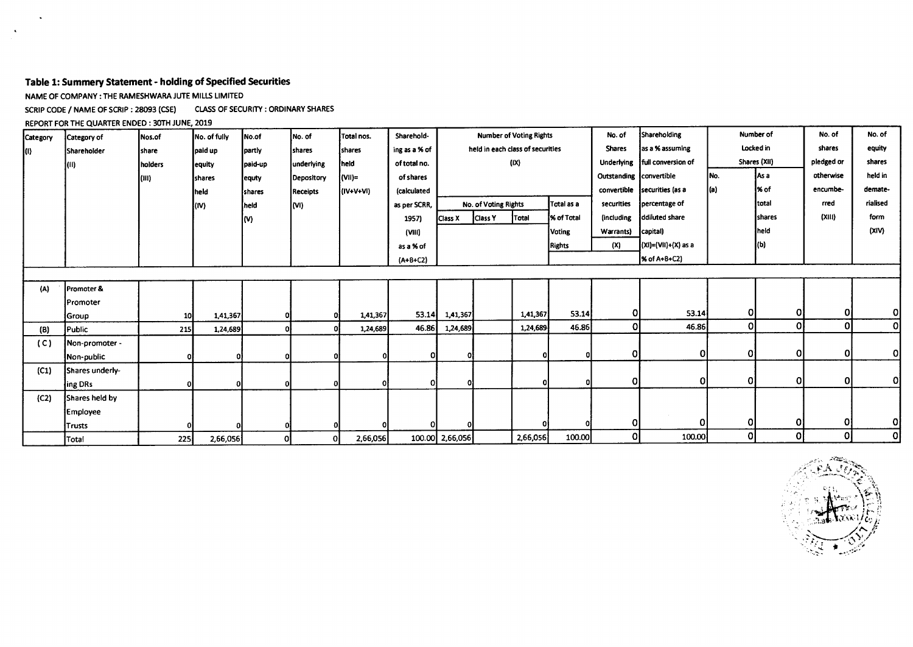### Table 1: Summery Statement - holding of Specified Securities

NAME OF COMPANY : THE RAMESHWARA JUTE MILLS LIMITED

SCRIP CODE / NAME OF SCRIP : 28093 (CSE)    CLASS OF SECURITY : ORDINARY SHARES

REPORT FOR THE QUARTER ENDED : 30TH JUNE, 2019

| Category (I) | Category of Shareholder (II) | Nos.of share holders (III) | No. of fully paid up equity shares held (IV) | No.of partly paid-up equty shares held (V) | No. of shares underlying Depository Receipts (VI) | Total nos. shares held (VII)= (IV+V+VI) | Sharehold-ing as a % of total no. of shares (calculated as per SCRR, 1957) (VIII) as a % of (A+B+C2) | Number of Voting Rights held in each class of securities (IX) | | | | No. of Shares Underlying Outstanding convertible securities (including Warrants) (X) | Shareholding as a % assuming full conversion of convertible securities (as a percentage of ddiluted share capital) (XI)=(VII)+(X) as a % of A+B+C2) | Number of Locked in Shares (XII) | | No. of shares pledged or otherwise encumbe-rred (XIII) | No. of equity shares held in demate-rialised form (XIV) |
|---|---|---|---|---|---|---|---|---|---|---|---|---|---|---|---|---|---|
| | | | | | | | | No. of Voting Rights | | | Total as a % of Total Voting Rights | | | No. (a) | As a % of total shares held (b) | | |
| | | | | | | | | Class X | Class Y | Total | | | | | | | |
| (A) | Promoter & Promoter Group | 10 | 1,41,367 | 0 | 0 | 1,41,367 | 53.14 | 1,41,367 | | 1,41,367 | 53.14 | 0 | 53.14 | 0 | 0 | 0 | 0 |
| (B) | Public | 215 | 1,24,689 | 0 | 0 | 1,24,689 | 46.86 | 1,24,689 | | 1,24,689 | 46.86 | 0 | 46.86 | 0 | 0 | 0 | 0 |
| (C) | Non-promoter - Non-public | 0 | 0 | 0 | 0 | 0 | 0 | 0 | | 0 | 0 | 0 | 0 | 0 | 0 | 0 | 0 |
| (C1) | Shares underly-ing DRs | 0 | 0 | 0 | 0 | 0 | 0 | 0 | | 0 | 0 | 0 | 0 | 0 | 0 | 0 | 0 |
| (C2) | Shares held by Employee Trusts | 0 | 0 | 0 | 0 | 0 | 0 | 0 | | 0 | 0 | 0 | 0 | 0 | 0 | 0 | 0 |
| | Total | 225 | 2,66,056 | 0 | 0 | 2,66,056 | 100.00 | 2,66,056 | | 2,66,056 | 100.00 | 0 | 100.00 | 0 | 0 | 0 | 0 |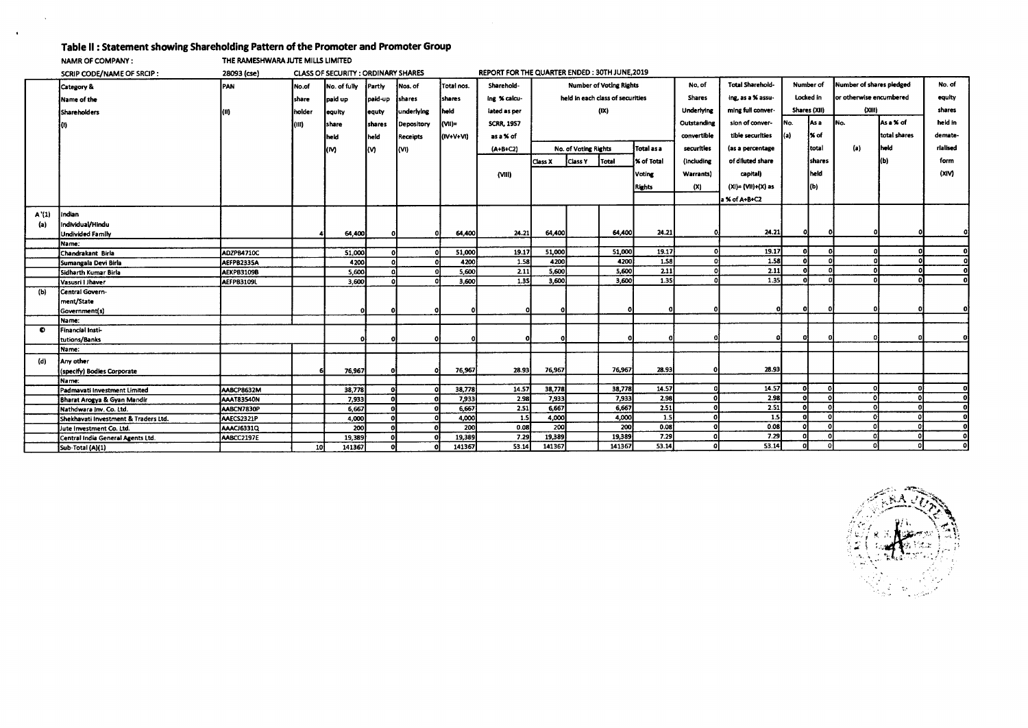## Table II : Statement showing Shareholding Pattern of the Promoter and Promoter Group

NAMR OF COMPANY : THE RAMESHWARA JUTE MILLS LIMITED

SCRIP CODE/NAME OF SRCIP : 28093 (cse) CLASS OF SECURITY : ORDINARY SHARES REPORT FOR THE QUARTER ENDED : 30TH JUNE,2019

| | Category & Name of the Shareholders (I) | PAN (II) | No.of share holder (III) | No. of fully paid up equity share held (IV) | Partly paid-up equty shares held (V) | Nos. of shares underlying Depository Receipts (VI) | Total nos. shares held (VII)= (IV+V+VI) | Sharehold-ing % calcu-lated as per SCRR, 1957 as a % of (A+B+C2) (VIII) | Number of Voting Rights held in each class of securities (IX) | | | | No. of Shares Underlying Outstanding convertible securities (including Warrants) (X) | Total Sharehold-ing, as a % assu-ming full conver-sion of conver-tible securities (as a percentage of diluted share capital) (XI)= (VII)+(X) as a % of A+B+C2 | Number of Locked in Shares (XII) | | Number of shares pledged or otherwise encumbered (XIII) | | No. of equity shares held in demate-rialised form (XIV) |
|---|---|---|---|---|---|---|---|---|---|---|---|---|---|---|---|---|---|---|---|
| | | | | | | | | | No. of Voting Rights | | | Total as a % of Total Voting Rights | | | No. (a) | As a % of total shares held (b) | No. (a) | As a % of total shares held (b) | |
| | | | | | | | | | Class X | Class Y | Total | | | | | | | | |
| A '(1) | Indian | | | | | | | | | | | | | | | | | | |
| (a) | Individual/Hindu Undivided Family | | 4 | 64,400 | 0 | 0 | 64,400 | 24.21 | 64,400 | | 64,400 | 24.21 | 0 | 24.21 | 0 | 0 | 0 | 0 | 0 |
| | Name: | | | | | | | | | | | | | | | | | | |
| | Chandrakant Birla | ADZPB4710C | | 51,000 | 0 | 0 | 51,000 | 19.17 | 51,000 | | 51,000 | 19.17 | 0 | 19.17 | 0 | 0 | 0 | 0 | 0 |
| | Sumangala Devi Birla | AEFPB2335A | | 4200 | 0 | 0 | 4200 | 1.58 | 4200 | | 4200 | 1.58 | 0 | 1.58 | 0 | 0 | 0 | 0 | 0 |
| | Sidharth Kumar Birla | AEKPB3109B | | 5,600 | 0 | 0 | 5,600 | 2.11 | 5,600 | | 5,600 | 2.11 | 0 | 2.11 | 0 | 0 | 0 | 0 | 0 |
| | Vasusri I Jhaver | AEFPB3109L | | 3,600 | 0 | 0 | 3,600 | 1.35 | 3,600 | | 3,600 | 1.35 | 0 | 1.35 | 0 | 0 | 0 | 0 | 0 |
| (b) | Central Govern-ment/State Government(s) | | | 0 | 0 | 0 | 0 | 0 | 0 | | 0 | 0 | 0 | 0 | 0 | 0 | 0 | 0 | 0 |
| | Name: | | | | | | | | | | | | | | | | | | |
| © | Financial Insti-tutions/Banks | | | 0 | 0 | 0 | 0 | 0 | 0 | | 0 | 0 | 0 | 0 | 0 | 0 | 0 | 0 | 0 |
| | Name: | | | | | | | | | | | | | | | | | | |
| (d) | Any other (specify) Bodies Corporate | | 6 | 76,967 | 0 | 0 | 76,967 | 28.93 | 76,967 | | 76,967 | 28.93 | 0 | 28.93 | | | | | |
| | Name: | | | | | | | | | | | | | | | | | | |
| | Padmavati Investment Limited | AABCP8632M | | 38,778 | 0 | 0 | 38,778 | 14.57 | 38,778 | | 38,778 | 14.57 | 0 | 14.57 | 0 | 0 | 0 | 0 | 0 |
| | Bharat Arogya & Gyan Mandir | AAAT83540N | | 7,933 | 0 | 0 | 7,933 | 2.98 | 7,933 | | 7,933 | 2.98 | 0 | 2.98 | 0 | 0 | 0 | 0 | 0 |
| | Nathdwara Inv. Co. Ltd. | AABCN7830P | | 6,667 | 0 | 0 | 6,667 | 2.51 | 6,667 | | 6,667 | 2.51 | 0 | 2.51 | 0 | 0 | 0 | 0 | 0 |
| | Shekhavati Investment & Traders Ltd. | AAECS2321P | | 4,000 | 0 | 0 | 4,000 | 1.5 | 4,000 | | 4,000 | 1.5 | 0 | 1.5 | 0 | 0 | 0 | 0 | 0 |
| | Jute Investment Co. Ltd. | AAACJ6331Q | | 200 | 0 | 0 | 200 | 0.08 | 200 | | 200 | 0.08 | 0 | 0.08 | 0 | 0 | 0 | 0 | 0 |
| | Central India General Agents Ltd. | AABCC2197E | | 19,389 | 0 | 0 | 19,389 | 7.29 | 19,389 | | 19,389 | 7.29 | 0 | 7.29 | 0 | 0 | 0 | 0 | 0 |
| | Sub-Total (A)(1) | | 10 | 141367 | 0 | 0 | 141367 | 53.14 | 141367 | | 141367 | 53.14 | 0 | 53.14 | 0 | 0 | 0 | 0 | 0 |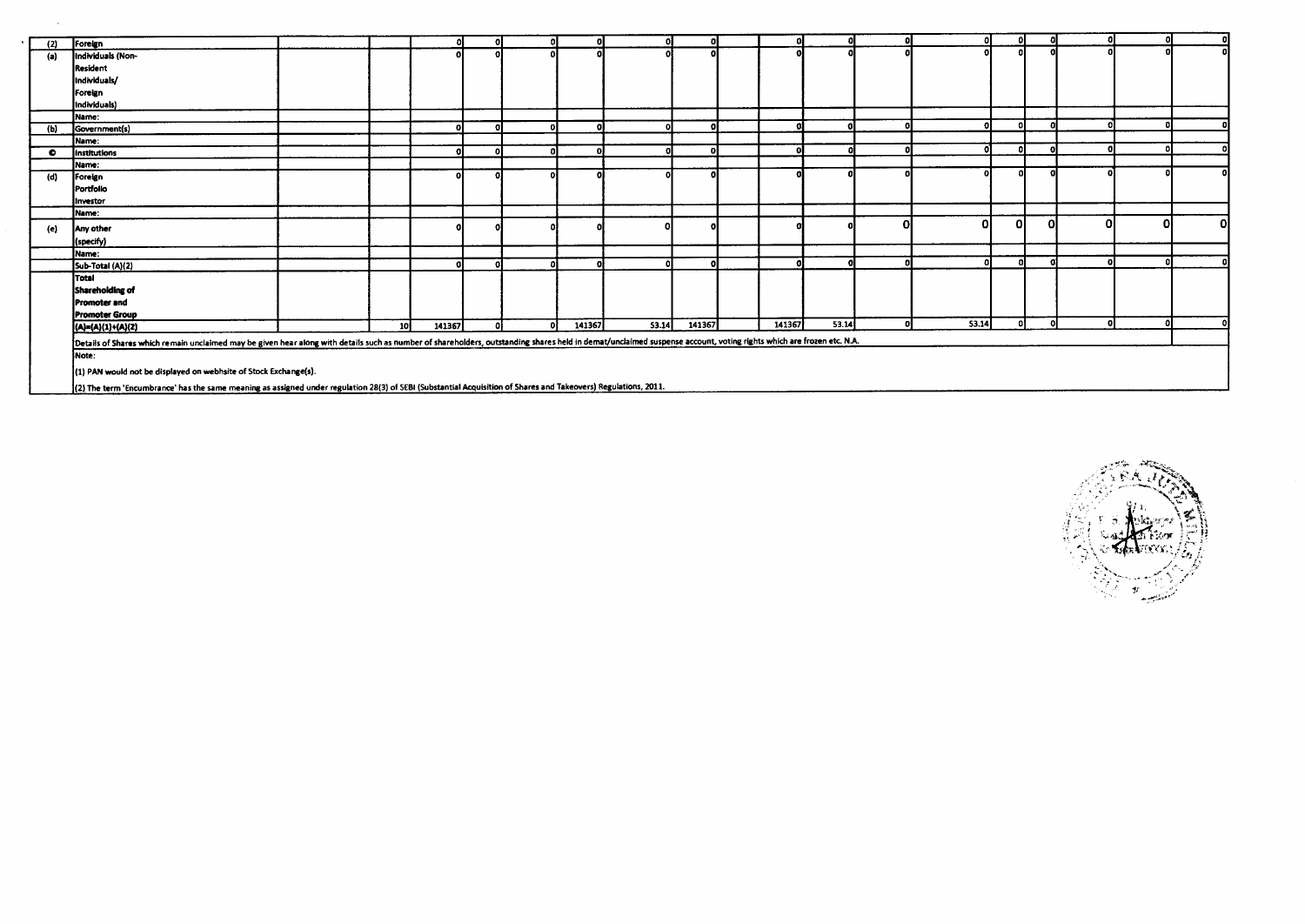| | | | | | | | | | | | | | | | | | | | |
|---|---|---|---|---|---|---|---|---|---|---|---|---|---|---|---|---|---|---|---|
| (2) | Foreign | | | 0 | 0 | 0 | 0 | 0 | 0 | | 0 | 0 | 0 | 0 | 0 | 0 | 0 | 0 | 0 |
| (a) | Individuals (Non-Resident Individuals/ Foreign Individuals) | | | 0 | 0 | 0 | 0 | 0 | 0 | | 0 | 0 | 0 | 0 | 0 | 0 | 0 | 0 | 0 |
| | Name: | | | | | | | | | | | | | | | | | | |
| (b) | Government(s) | | | 0 | 0 | 0 | 0 | 0 | 0 | | 0 | 0 | 0 | 0 | 0 | 0 | 0 | 0 | 0 |
| | Name: | | | | | | | | | | | | | | | | | | |
| © | Institutions | | | 0 | 0 | 0 | 0 | 0 | 0 | | 0 | 0 | 0 | 0 | 0 | 0 | 0 | 0 | 0 |
| | Name: | | | | | | | | | | | | | | | | | | |
| (d) | Foreign Portfolio Investor | | | 0 | 0 | 0 | 0 | 0 | 0 | | 0 | 0 | 0 | 0 | 0 | 0 | 0 | 0 | 0 |
| | Name: | | | | | | | | | | | | | | | | | | |
| (e) | Any other (specify) | | | 0 | 0 | 0 | 0 | 0 | 0 | | 0 | 0 | 0 | 0 | 0 | 0 | 0 | 0 | 0 |
| | Name: | | | | | | | | | | | | | | | | | | |
| | Sub-Total (A)(2) | | | 0 | 0 | 0 | 0 | 0 | 0 | | 0 | 0 | 0 | 0 | 0 | 0 | 0 | 0 | 0 |
| | Total Shareholding of Promoter and Promoter Group (A)=(A)(1)+(A)(2) | | 10 | 141367 | 0 | 0 | 141367 | 53.14 | 141367 | | 141367 | 53.14 | 0 | 53.14 | 0 | 0 | 0 | 0 | 0 |

Details of Shares which remain unclaimed may be given hear along with details such as number of shareholders, outstanding shares held in demat/unclaimed suspense account, voting rights which are frozen etc. N.A.

Note:

(1) PAN would not be displayed on webhsite of Stock Exchange(s).

(2) The term 'Encumbrance' has the same meaning as assigned under regulation 28(3) of SEBI (Substantial Acquisition of Shares and Takeovers) Regulations, 2011.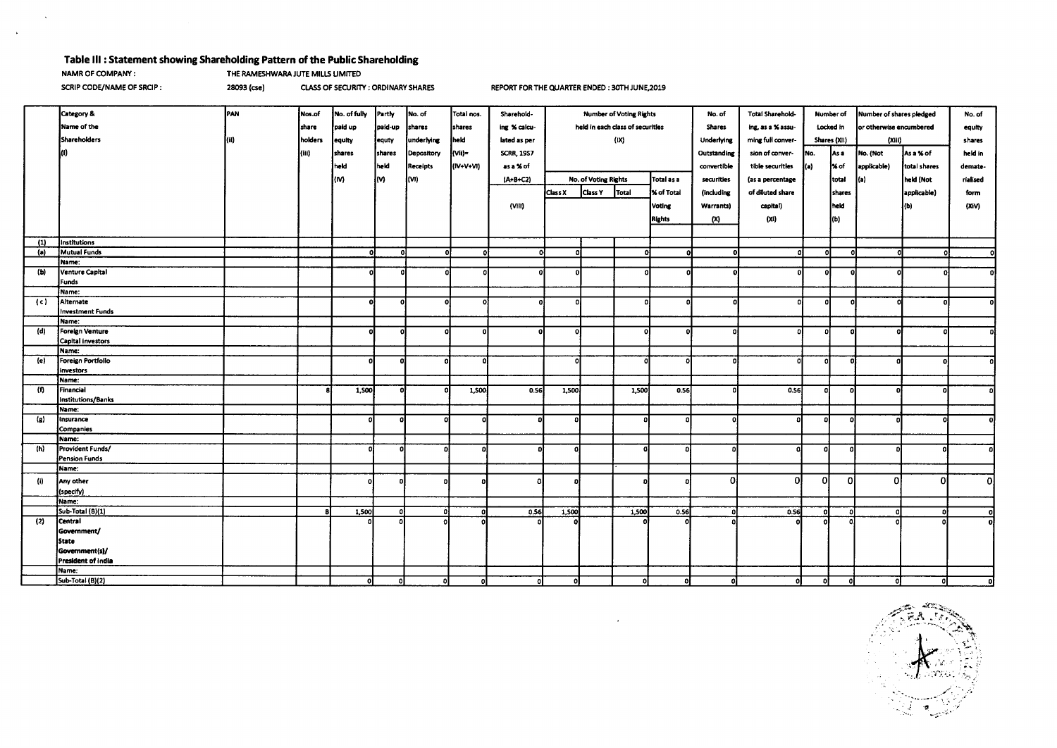## Table III : Statement showing Shareholding Pattern of the Public Shareholding

NAMR OF COMPANY : THE RAMESHWARA JUTE MILLS LIMITED

SCRIP CODE/NAME OF SRCIP : 28093 (cse) CLASS OF SECURITY : ORDINARY SHARES REPORT FOR THE QUARTER ENDED : 30TH JUNE,2019

| | Category & Name of the Shareholders (I) | PAN (II) | Nos.of share holders (III) | No. of fully paid up equity shares held (IV) | Partly paid-up equty shares held (V) | No. of shares underlying Depository Receipts (VI) | Total nos. shares held (VII)= (IV+V+VI) | Sharehold-ing % calcu-lated as per SCRR, 1957 as a % of (A+B+C2) (VIII) | Number of Voting Rights held in each class of securities (IX) | | | | No. of Shares Underlying Outstanding convertible securities (including Warrants) (X) | Total Sharehold-ing, as a % assu-ming full conver-sion of conver-tible securities (as a percentage of diluted share capital) (XI) | Number of Locked in Shares (XII) | | Number of shares pledged or otherwise encumbered (XIII) | | No. of equity shares held in demate-rialised form (XIV) |
|---|---|---|---|---|---|---|---|---|---|---|---|---|---|---|---|---|---|---|---|
| | | | | | | | | | No. of Voting Rights | | | Total as a % of Total Voting Rights | | | No. (a) | As a % of total shares held (b) | No. (Not applicable) (a) | As a % of total shares held (Not applicable) (b) | |
| | | | | | | | | | Class X | Class Y | Total | | | | | | | | |
| (1) | Institutions | | | | | | | | | | | | | | | | | | |
| (a) | Mutual Funds | | | 0 | 0 | 0 | 0 | 0 | 0 | | 0 | 0 | 0 | 0 | 0 | 0 | 0 | 0 | 0 |
| | Name: | | | | | | | | | | | | | | | | | | |
| (b) | Venture Capital Funds | | | 0 | 0 | 0 | 0 | 0 | 0 | | 0 | 0 | 0 | 0 | 0 | 0 | 0 | 0 | 0 |
| | Name: | | | | | | | | | | | | | | | | | | |
| (c) | Alternate Investment Funds | | | 0 | 0 | 0 | 0 | 0 | 0 | | 0 | 0 | 0 | 0 | 0 | 0 | 0 | 0 | 0 |
| | Name: | | | | | | | | | | | | | | | | | | |
| (d) | Foreign Venture Capital investors | | | 0 | 0 | 0 | 0 | 0 | 0 | | 0 | 0 | 0 | 0 | 0 | 0 | 0 | 0 | 0 |
| | Name: | | | | | | | | | | | | | | | | | | |
| (e) | Foreign Portfolio Investors | | | 0 | 0 | 0 | 0 | | 0 | | 0 | 0 | 0 | 0 | 0 | 0 | 0 | 0 | 0 |
| | Name: | | | | | | | | | | | | | | | | | | |
| (f) | Financial Institutions/Banks | | 8 | 1,500 | 0 | 0 | 1,500 | 0.56 | 1,500 | | 1,500 | 0.56 | 0 | 0.56 | 0 | 0 | 0 | 0 | 0 |
| | Name: | | | | | | | | | | | | | | | | | | |
| (g) | Insurance Companies | | | 0 | 0 | 0 | 0 | 0 | 0 | | 0 | 0 | 0 | 0 | 0 | 0 | 0 | 0 | 0 |
| | Name: | | | | | | | | | | | | | | | | | | |
| (h) | Provident Funds/ Pension Funds | | | 0 | 0 | 0 | 0 | 0 | 0 | | 0 | 0 | 0 | 0 | 0 | 0 | 0 | 0 | 0 |
| | Name: | | | | | | | | | | | | | | | | | | |
| (i) | Any other (specify) | | | 0 | 0 | 0 | 0 | 0 | 0 | | 0 | 0 | 0 | 0 | 0 | 0 | 0 | 0 | 0 |
| | Name: | | | | | | | | | | | | | | | | | | |
| | Sub-Total (B)(1) | | 8 | 1,500 | 0 | 0 | 0 | 0.56 | 1,500 | | 1,500 | 0.56 | 0 | 0.56 | 0 | 0 | 0 | 0 | 0 |
| (2) | Central Government/ State Government(s)/ President of India | | | 0 | 0 | 0 | 0 | 0 | 0 | | 0 | 0 | 0 | 0 | 0 | 0 | 0 | 0 | 0 |
| | Name: | | | | | | | | | | | | | | | | | | |
| | Sub-Total (B)(2) | | | 0 | 0 | 0 | 0 | 0 | 0 | | 0 | 0 | 0 | 0 | 0 | 0 | 0 | 0 | 0 |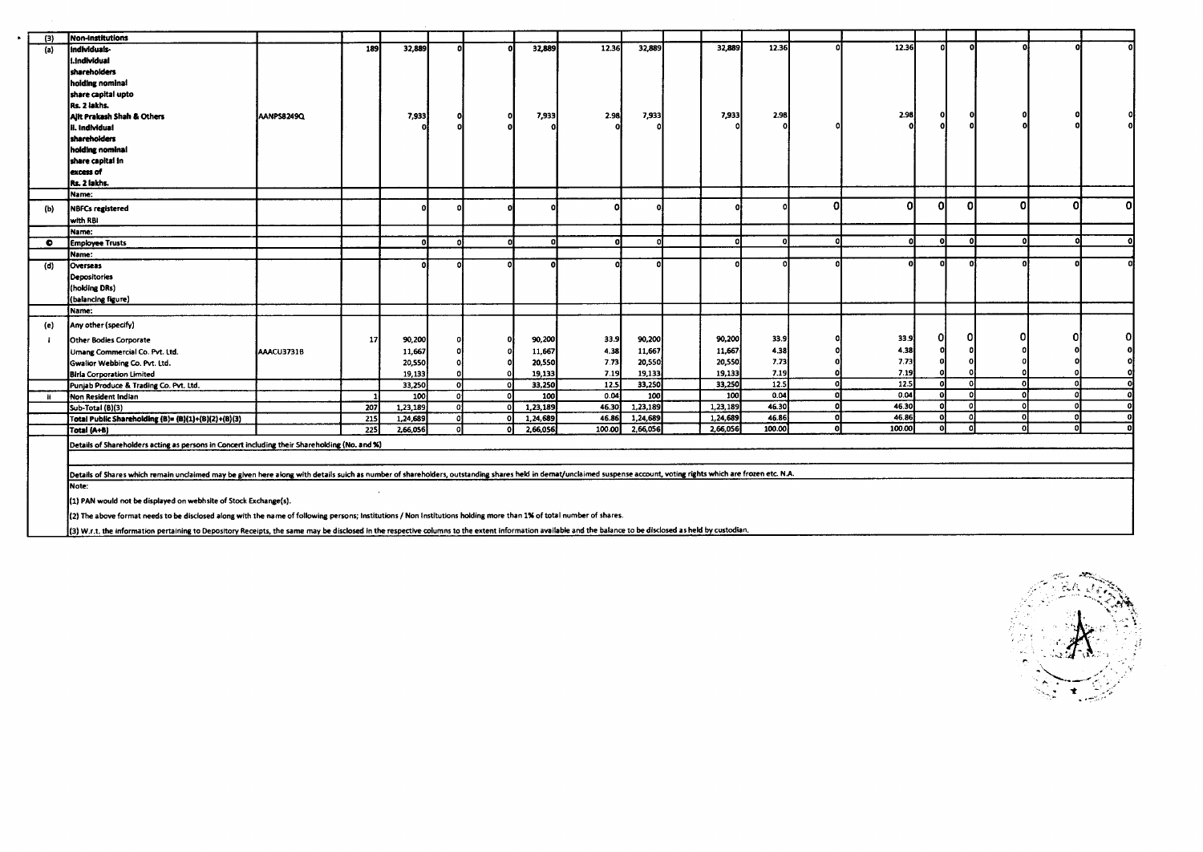| (3) | Non-Institutions | | | | | | | | | | | | | | | | | | |
|---|---|---|---|---|---|---|---|---|---|---|---|---|---|---|---|---|---|---|---|
| (a) | Individuals- i.Individual shareholders holding nominal share capital upto Rs. 2 lakhs. | | 189 | 32,889 | 0 | 0 | 32,889 | 12.36 | 32,889 | | 32,889 | 12.36 | 0 | 12.36 | 0 | 0 | 0 | 0 | 0 |
| | Ajit Prakash Shah & Others | AANPS8249Q | | 7,933 | 0 | 0 | 7,933 | 2.98 | 7,933 | | 7,933 | 2.98 | | 2.98 | 0 | 0 | 0 | 0 | 0 |
| | ii. Individual shareholders holding nominal share capital in excess of Rs. 2 lakhs. | | | 0 | 0 | 0 | 0 | 0 | 0 | | 0 | 0 | 0 | 0 | 0 | 0 | 0 | 0 | 0 |
| | Name: | | | | | | | | | | | | | | | | | | |
| (b) | NBFCs registered with RBI | | | 0 | 0 | 0 | 0 | 0 | 0 | | 0 | 0 | 0 | 0 | 0 | 0 | 0 | 0 | 0 |
| | Name: | | | | | | | | | | | | | | | | | | |
| © | Employee Trusts | | | 0 | 0 | 0 | 0 | 0 | 0 | | 0 | 0 | 0 | 0 | 0 | 0 | 0 | 0 | 0 |
| | Name: | | | | | | | | | | | | | | | | | | |
| (d) | Overseas Depositories (holding DRs) (balancing figure) | | | 0 | 0 | 0 | 0 | 0 | 0 | | 0 | 0 | 0 | 0 | 0 | 0 | 0 | 0 | 0 |
| | Name: | | | | | | | | | | | | | | | | | | |
| (e) | Any other (specify) | | | | | | | | | | | | | | | | | | |
| i | Other Bodies Corporate | | 17 | 90,200 | 0 | 0 | 90,200 | 33.9 | 90,200 | | 90,200 | 33.9 | 0 | 33.9 | 0 | 0 | 0 | 0 | 0 |
| | Umang Commercial Co. Pvt. Ltd. | AAACU3731B | | 11,667 | 0 | 0 | 11,667 | 4.38 | 11,667 | | 11,667 | 4.38 | 0 | 4.38 | 0 | 0 | 0 | 0 | 0 |
| | Gwalior Webbing Co. Pvt. Ltd. | | | 20,550 | 0 | 0 | 20,550 | 7.73 | 20,550 | | 20,550 | 7.73 | 0 | 7.73 | 0 | 0 | 0 | 0 | 0 |
| | Birla Corporation Limited | | | 19,133 | 0 | 0 | 19,133 | 7.19 | 19,133 | | 19,133 | 7.19 | 0 | 7.19 | 0 | 0 | 0 | 0 | 0 |
| | Punjab Produce & Trading Co. Pvt. Ltd. | | | 33,250 | 0 | 0 | 33,250 | 12.5 | 33,250 | | 33,250 | 12.5 | 0 | 12.5 | 0 | 0 | 0 | 0 | 0 |
| ii | Non Resident Indian | | 1 | 100 | 0 | 0 | 100 | 0.04 | 100 | | 100 | 0.04 | 0 | 0.04 | 0 | 0 | 0 | 0 | 0 |
| | Sub-Total (B)(3) | | 207 | 1,23,189 | 0 | 0 | 1,23,189 | 46.30 | 1,23,189 | | 1,23,189 | 46.30 | 0 | 46.30 | 0 | 0 | 0 | 0 | 0 |
| | Total Public Shareholding (B)= (B)(1)+(B)(2)+(B)(3) | | 215 | 1,24,689 | 0 | 0 | 1,24,689 | 46.86 | 1,24,689 | | 1,24,689 | 46.86 | 0 | 46.86 | 0 | 0 | 0 | 0 | 0 |
| | Total (A+B) | | 225 | 2,66,056 | 0 | 0 | 2,66,056 | 100.00 | 2,66,056 | | 2,66,056 | 100.00 | 0 | 100.00 | 0 | 0 | 0 | 0 | 0 |

Details of Shareholders acting as persons in Concert including their Shareholding (No. and %)

Details of Shares which remain unclaimed may be given here along with details suich as number of shareholders, outstanding shares held in demat/unclaimed suspense account, voting rights which are frozen etc. N.A.

Note:

(1) PAN would not be displayed on webhsite of Stock Exchange(s).

(2) The above format needs to be disclosed along with the name of following persons; Institutions / Non Institutions holding more than 1% of total number of shares.

(3) W.r.t. the information pertaining to Depository Receipts, the same may be disclosed in the respective columns to the extent information available and the balance to be disclosed as held by custodian.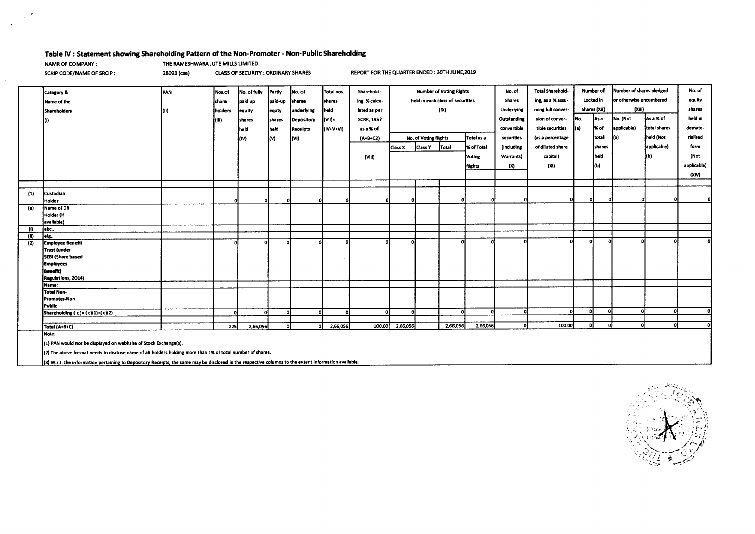## Table IV : Statement showing Shareholding Pattern of the Non-Promoter - Non-Public Shareholding

NAMR OF COMPANY : THE RAMESHWARA JUTE MILLS LIMITED

SCRIP CODE/NAME OF SRCIP : 28093 (cse) CLASS OF SECURITY : ORDINARY SHARES REPORT FOR THE QUARTER ENDED : 30TH JUNE,2019

| | Category & Name of the Shareholders (I) | PAN (II) | Nos.of share holders (III) | No. of fully paid up equity shares held (IV) | Partly paid-up equty shares held (V) | No. of shares underlying Depository Receipts (VI) | Total nos. shares held (VII)= (IV+V+VI) | Shareholding % calculated as per SCRR, 1957 as a % of (A+B+C2) (VIII) | Number of Voting Rights held in each class of securities (IX) | | | | No. of Shares Underlying Outstanding convertible securities (including Warrants) (X) | Total Shareholding, as a % assuming full conversion of convertible securities (as a percentage of diluted share capital) (XI) | Number of Locked in Shares (XII) | | Number of shares pledged or otherwise encumbered (XIII) | | No. of equity shares held in dematerialised form (Not applicable) (XIV) |
|---|---|---|---|---|---|---|---|---|---|---|---|---|---|---|---|---|---|---|---|
| | | | | | | | | | No. of Voting Rights | | | Total as a % of Total Voting Rights | | | No. (a) | As a % of total shares held (b) | No. (Not applicable) (a) | As a % of total shares held (Not applicable) (b) | |
| | | | | | | | | | Class X | Class Y | Total | | | | | | | | |
| (1) | Custodian Holder | | 0 | 0 | 0 | 0 | 0 | 0 | 0 | | 0 | 0 | 0 | 0 | 0 | 0 | 0 | 0 | 0 |
| (a) | Name of DR Holder (if available) | | | | | | | | | | | | | | | | | | |
| (i) | abc.. | | | | | | | | | | | | | | | | | | |
| (ii) | efg.. | | | | | | | | | | | | | | | | | | |
| (2) | Employee Benefit Trust (under SEBI (Share based Employees Benefit) Regulations, 2014) | | 0 | 0 | 0 | 0 | 0 | 0 | 0 | | 0 | 0 | 0 | 0 | 0 | 0 | 0 | 0 | 0 |
| | Name: | | | | | | | | | | | | | | | | | | |
| | Total Non-Promoter-Non Public Shareholding ( c )= ( c)(1)+( c)(2) | | 0 | 0 | 0 | 0 | 0 | 0 | 0 | | 0 | 0 | 0 | 0 | 0 | 0 | 0 | 0 | 0 |
| | Total (A+B+C) | | 225 | 2,66,056 | 0 | 0 | 2,66,056 | 100.00 | 2,66,056 | | 2,66,056 | 2,66,056 | 0 | 100.00 | 0 | 0 | 0 | 0 | 0 |

Note:

(1) PAN would not be displayed on webhsite of Stock Exchange(s).

(2) The above format needs to disclose name of all holders holding more than 1% of total number of shares.

(3) W.r.t. the information pertaining to Depository Receipts, the same may be disclosed in the respective columns to the extent information available.